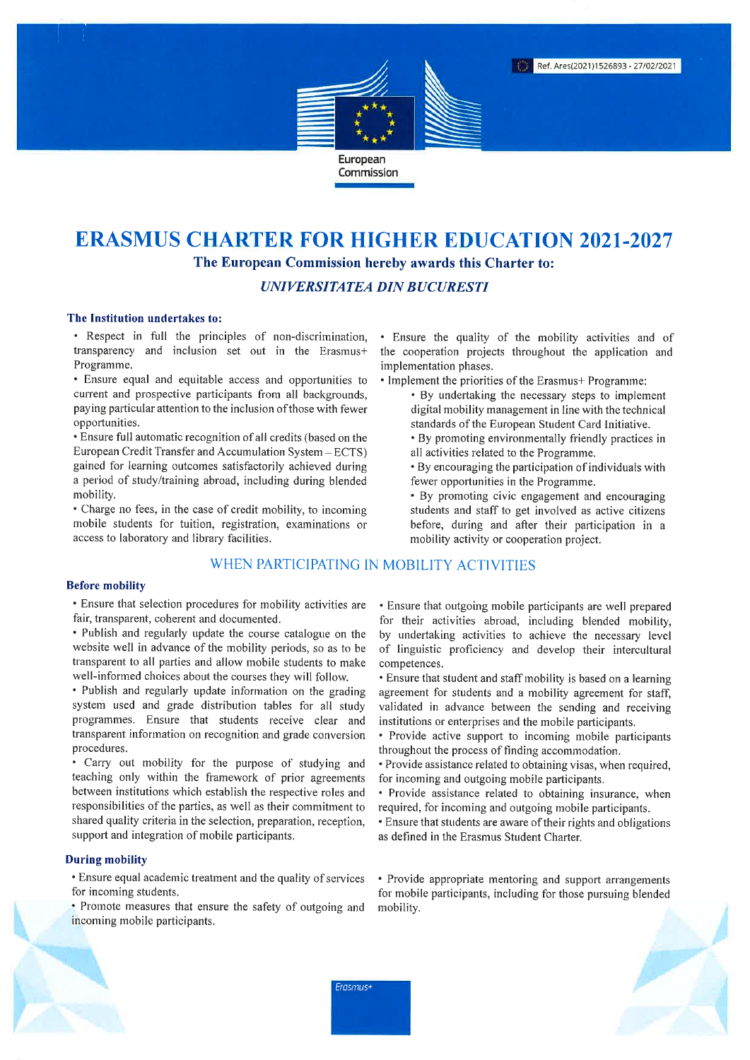Ref. Ares(2021)1526893 - 27/02/2021

European Commission

# ERASMUS CHARTER FOR HIGHER EDUCATION 2021-2027

**The European Commission hereby awards this Charter to:**

***UNIVERSITATEA DIN BUCURESTI***

**The Institution undertakes to:**

- Respect in full the principles of non-discrimination, transparency and inclusion set out in the Erasmus+ Programme.
- Ensure equal and equitable access and opportunities to current and prospective participants from all backgrounds, paying particular attention to the inclusion of those with fewer opportunities.
- Ensure full automatic recognition of all credits (based on the European Credit Transfer and Accumulation System – ECTS) gained for learning outcomes satisfactorily achieved during a period of study/training abroad, including during blended mobility.
- Charge no fees, in the case of credit mobility, to incoming mobile students for tuition, registration, examinations or access to laboratory and library facilities.
- Ensure the quality of the mobility activities and of the cooperation projects throughout the application and implementation phases.
- Implement the priorities of the Erasmus+ Programme:
  - By undertaking the necessary steps to implement digital mobility management in line with the technical standards of the European Student Card Initiative.
  - By promoting environmentally friendly practices in all activities related to the Programme.
  - By encouraging the participation of individuals with fewer opportunities in the Programme.
  - By promoting civic engagement and encouraging students and staff to get involved as active citizens before, during and after their participation in a mobility activity or cooperation project.

## WHEN PARTICIPATING IN MOBILITY ACTIVITIES

**Before mobility**

- Ensure that selection procedures for mobility activities are fair, transparent, coherent and documented.
- Publish and regularly update the course catalogue on the website well in advance of the mobility periods, so as to be transparent to all parties and allow mobile students to make well-informed choices about the courses they will follow.
- Publish and regularly update information on the grading system used and grade distribution tables for all study programmes. Ensure that students receive clear and transparent information on recognition and grade conversion procedures.
- Carry out mobility for the purpose of studying and teaching only within the framework of prior agreements between institutions which establish the respective roles and responsibilities of the parties, as well as their commitment to shared quality criteria in the selection, preparation, reception, support and integration of mobile participants.
- Ensure that outgoing mobile participants are well prepared for their activities abroad, including blended mobility, by undertaking activities to achieve the necessary level of linguistic proficiency and develop their intercultural competences.
- Ensure that student and staff mobility is based on a learning agreement for students and a mobility agreement for staff, validated in advance between the sending and receiving institutions or enterprises and the mobile participants.
- Provide active support to incoming mobile participants throughout the process of finding accommodation.
- Provide assistance related to obtaining visas, when required, for incoming and outgoing mobile participants.
- Provide assistance related to obtaining insurance, when required, for incoming and outgoing mobile participants.
- Ensure that students are aware of their rights and obligations as defined in the Erasmus Student Charter.

**During mobility**

- Ensure equal academic treatment and the quality of services for incoming students.
- Promote measures that ensure the safety of outgoing and incoming mobile participants.
- Provide appropriate mentoring and support arrangements for mobile participants, including for those pursuing blended mobility.

Erasmus+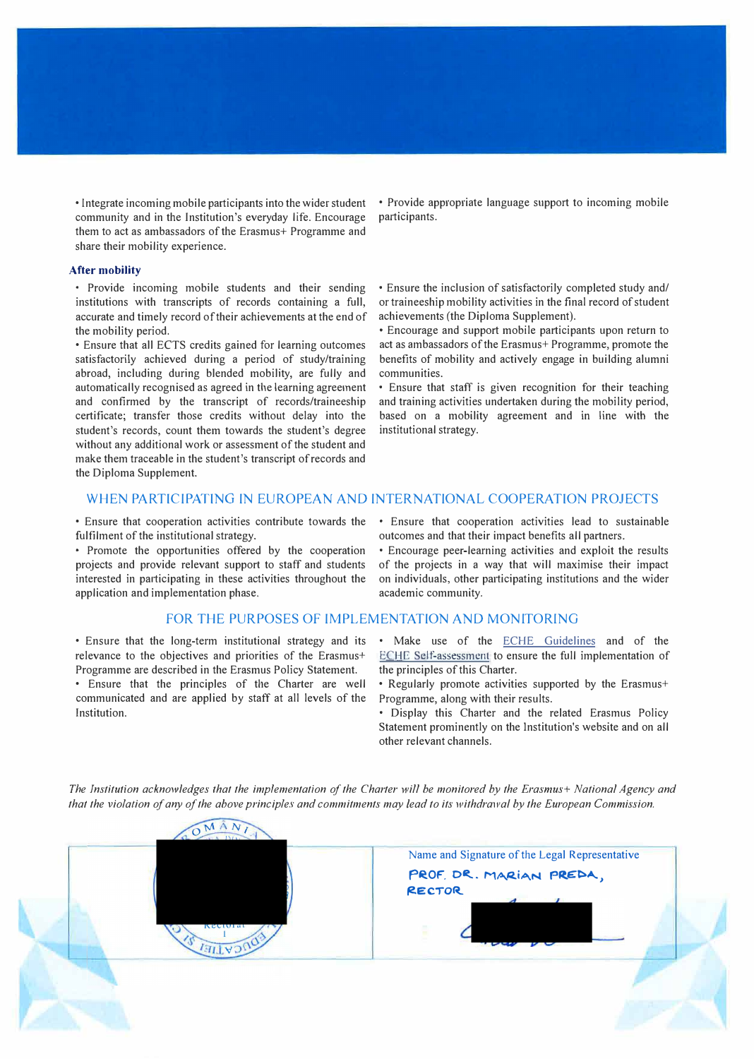- Integrate incoming mobile participants into the wider student community and in the Institution's everyday life. Encourage them to act as ambassadors of the Erasmus+ Programme and share their mobility experience.
- Provide appropriate language support to incoming mobile participants.

### After mobility

- Provide incoming mobile students and their sending institutions with transcripts of records containing a full, accurate and timely record of their achievements at the end of the mobility period.
- Ensure that all ECTS credits gained for learning outcomes satisfactorily achieved during a period of study/training abroad, including during blended mobility, are fully and automatically recognised as agreed in the learning agreement and confirmed by the transcript of records/traineeship certificate; transfer those credits without delay into the student's records, count them towards the student's degree without any additional work or assessment of the student and make them traceable in the student's transcript of records and the Diploma Supplement.
- Ensure the inclusion of satisfactorily completed study and/ or traineeship mobility activities in the final record of student achievements (the Diploma Supplement).
- Encourage and support mobile participants upon return to act as ambassadors of the Erasmus+ Programme, promote the benefits of mobility and actively engage in building alumni communities.
- Ensure that staff is given recognition for their teaching and training activities undertaken during the mobility period, based on a mobility agreement and in line with the institutional strategy.

## WHEN PARTICIPATING IN EUROPEAN AND INTERNATIONAL COOPERATION PROJECTS

- Ensure that cooperation activities contribute towards the fulfilment of the institutional strategy.
- Promote the opportunities offered by the cooperation projects and provide relevant support to staff and students interested in participating in these activities throughout the application and implementation phase.
- Ensure that cooperation activities lead to sustainable outcomes and that their impact benefits all partners.
- Encourage peer-learning activities and exploit the results of the projects in a way that will maximise their impact on individuals, other participating institutions and the wider academic community.

## FOR THE PURPOSES OF IMPLEMENTATION AND MONITORING

- Ensure that the long-term institutional strategy and its relevance to the objectives and priorities of the Erasmus+ Programme are described in the Erasmus Policy Statement.
- Ensure that the principles of the Charter are well communicated and are applied by staff at all levels of the Institution.
- Make use of the ECHE Guidelines and of the ECHE Self-assessment to ensure the full implementation of the principles of this Charter.
- Regularly promote activities supported by the Erasmus+ Programme, along with their results.
- Display this Charter and the related Erasmus Policy Statement prominently on the Institution's website and on all other relevant channels.

*The Institution acknowledges that the implementation of the Charter will be monitored by the Erasmus+ National Agency and that the violation of any of the above principles and commitments may lead to its withdrawal by the European Commission.*

| | Name and Signature of the Legal Representative |
|---|---|
| | PROF. DR. MARIAN PREDA, RECTOR |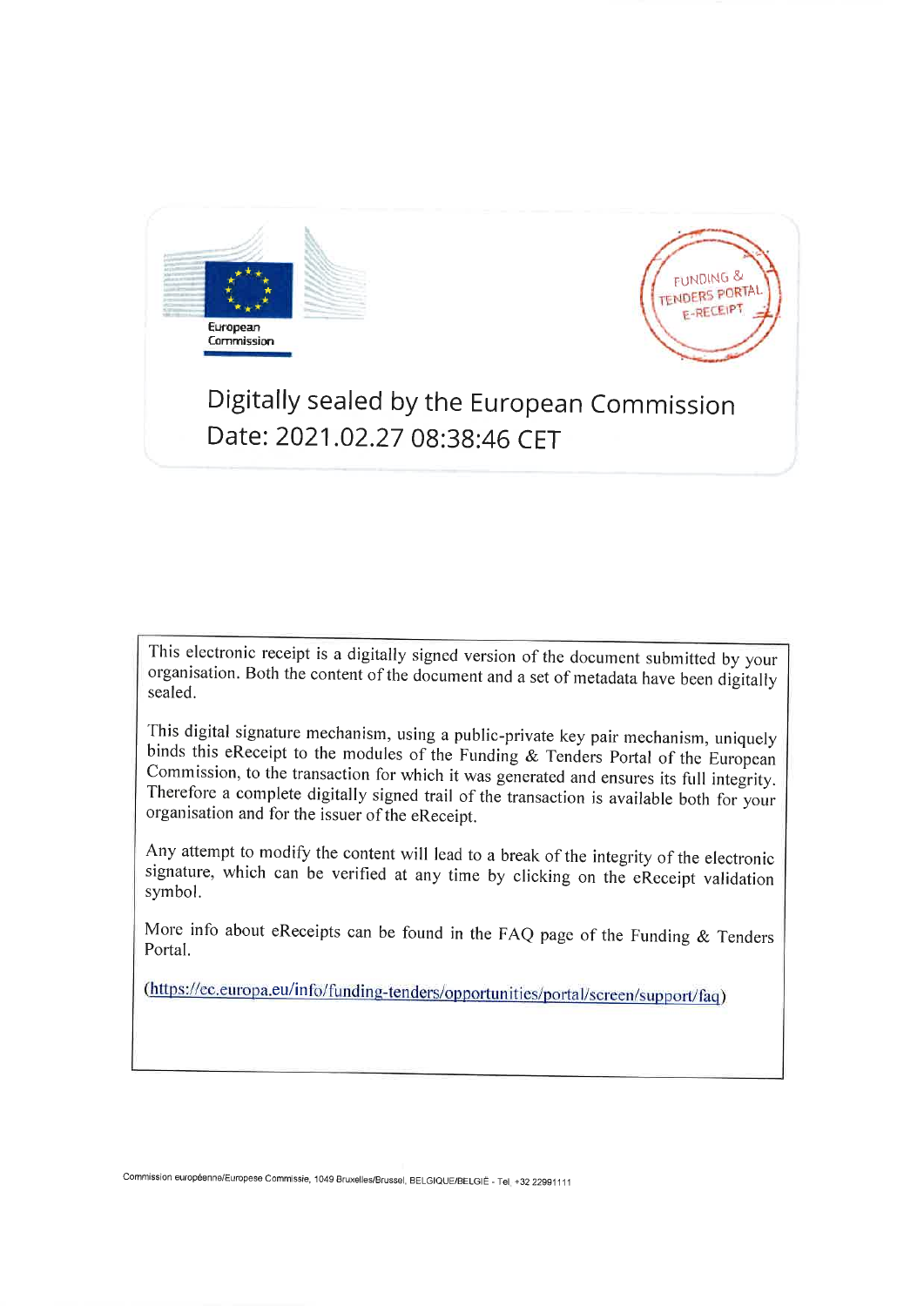European Commission

FUNDING & TENDERS PORTAL E-RECEIPT

Digitally sealed by the European Commission
Date: 2021.02.27 08:38:46 CET

This electronic receipt is a digitally signed version of the document submitted by your organisation. Both the content of the document and a set of metadata have been digitally sealed.

This digital signature mechanism, using a public-private key pair mechanism, uniquely binds this eReceipt to the modules of the Funding & Tenders Portal of the European Commission, to the transaction for which it was generated and ensures its full integrity. Therefore a complete digitally signed trail of the transaction is available both for your organisation and for the issuer of the eReceipt.

Any attempt to modify the content will lead to a break of the integrity of the electronic signature, which can be verified at any time by clicking on the eReceipt validation symbol.

More info about eReceipts can be found in the FAQ page of the Funding & Tenders Portal.

(https://ec.europa.eu/info/funding-tenders/opportunities/portal/screen/support/faq)

Commission européenne/Europese Commissie, 1049 Bruxelles/Brussel, BELGIQUE/BELGIË - Tel. +32 22991111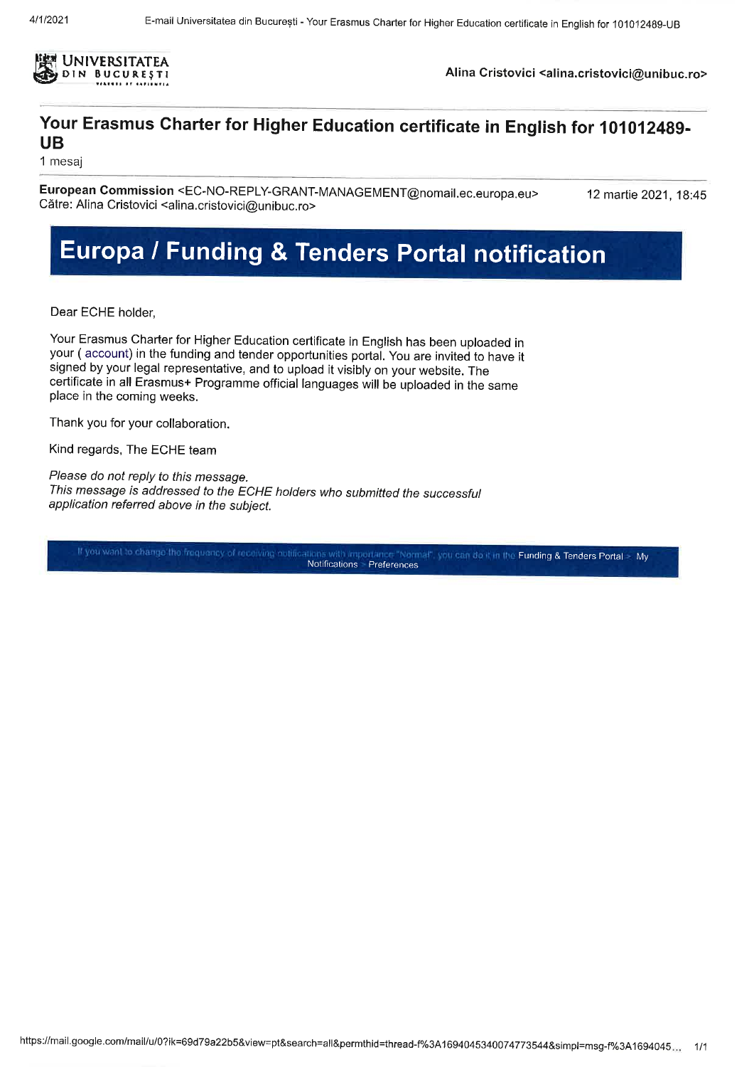UNIVERSITATEA DIN BUCUREȘTI

Alina Cristovici <alina.cristovici@unibuc.ro>

---

## Your Erasmus Charter for Higher Education certificate in English for 101012489-UB

1 mesaj

---

**European Commission** <EC-NO-REPLY-GRANT-MANAGEMENT@nomail.ec.europa.eu> 12 martie 2021, 18:45
Către: Alina Cristovici <alina.cristovici@unibuc.ro>

# Europa / Funding & Tenders Portal notification

Dear ECHE holder,

Your Erasmus Charter for Higher Education certificate in English has been uploaded in your ( account) in the funding and tender opportunities portal. You are invited to have it signed by your legal representative, and to upload it visibly on your website. The certificate in all Erasmus+ Programme official languages will be uploaded in the same place in the coming weeks.

Thank you for your collaboration.

Kind regards, The ECHE team

*Please do not reply to this message.*
*This message is addressed to the ECHE holders who submitted the successful application referred above in the subject.*

If you want to change the frequency of receiving notifications with importance "Normal", you can do it in the Funding & Tenders Portal > My Notifications > Preferences